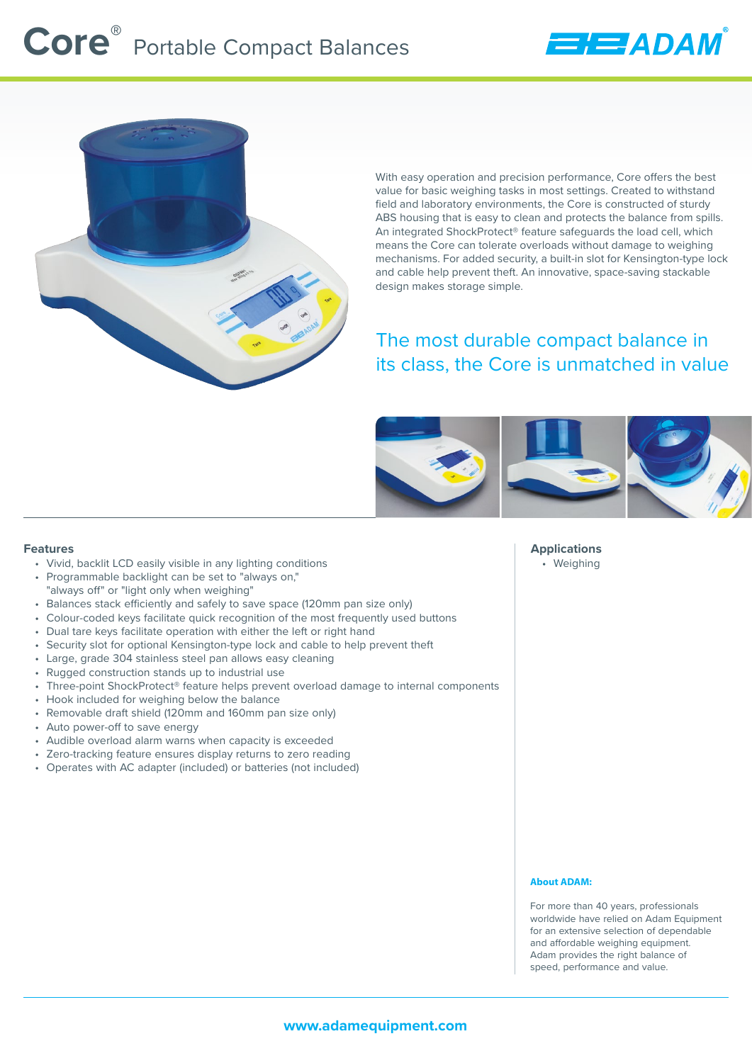# Core® Portable Compact Balances

With easy operation and precision performance, Core offers the best value for basic weighing tasks in most settings. Created to withstand field and laboratory environments, the Core is constructed of sturdy ABS housing that is easy to clean and protects the balance from spills. An integrated ShockProtect® feature safeguards the load cell, which means the Core can tolerate overloads without damage to weighing mechanisms. For added security, a built-in slot for Kensington-type lock and cable help prevent theft. An innovative, space-saving stackable design makes storage simple.

## The most durable compact balance in its class, the Core is unmatched in value

### Features

- Vivid, backlit LCD easily visible in any lighting conditions
- Programmable backlight can be set to "always on," "always off" or "light only when weighing"
- Balances stack efficiently and safely to save space (120mm pan size only)
- Colour-coded keys facilitate quick recognition of the most frequently used buttons
- Dual tare keys facilitate operation with either the left or right hand
- Security slot for optional Kensington-type lock and cable to help prevent theft
- Large, grade 304 stainless steel pan allows easy cleaning
- Rugged construction stands up to industrial use
- Three-point ShockProtect® feature helps prevent overload damage to internal components
- Hook included for weighing below the balance
- Removable draft shield (120mm and 160mm pan size only)
- Auto power-off to save energy
- Audible overload alarm warns when capacity is exceeded
- Zero-tracking feature ensures display returns to zero reading
- Operates with AC adapter (included) or batteries (not included)

### Applications

- Weighing

**About ADAM:**

For more than 40 years, professionals worldwide have relied on Adam Equipment for an extensive selection of dependable and affordable weighing equipment. Adam provides the right balance of speed, performance and value.

www.adamequipment.com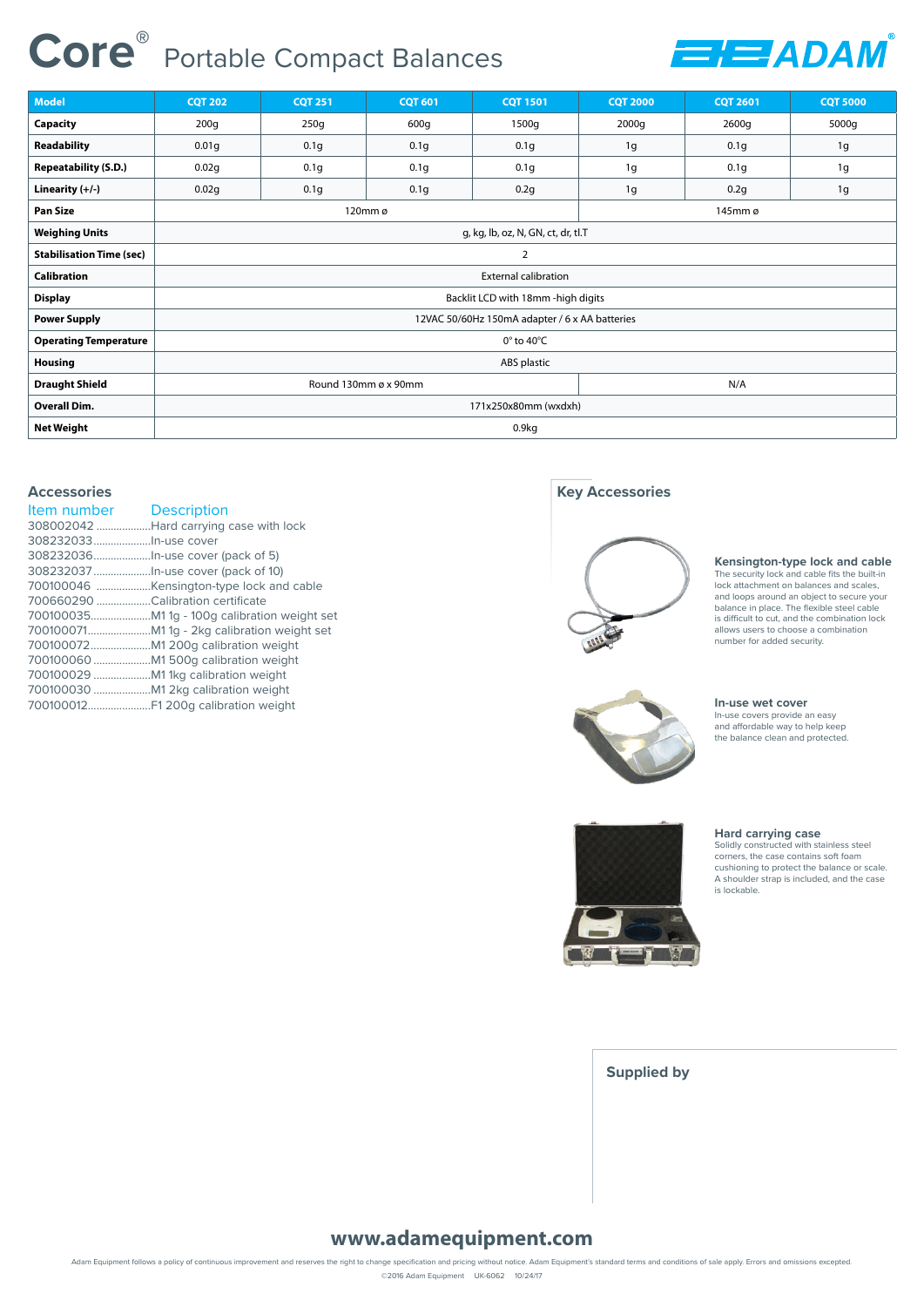# Core® Portable Compact Balances

| Model | CQT 202 | CQT 251 | CQT 601 | CQT 1501 | CQT 2000 | CQT 2601 | CQT 5000 |
|---|---|---|---|---|---|---|---|
| Capacity | 200g | 250g | 600g | 1500g | 2000g | 2600g | 5000g |
| Readability | 0.01g | 0.1g | 0.1g | 0.1g | 1g | 0.1g | 1g |
| Repeatability (S.D.) | 0.02g | 0.1g | 0.1g | 0.1g | 1g | 0.1g | 1g |
| Linearity (+/-) | 0.02g | 0.1g | 0.1g | 0.2g | 1g | 0.2g | 1g |
| Pan Size | 120mm ø | | | | 145mm ø | | |
| Weighing Units | g, kg, lb, oz, N, GN, ct, dr, tl.T | | | | | | |
| Stabilisation Time (sec) | 2 | | | | | | |
| Calibration | External calibration | | | | | | |
| Display | Backlit LCD with 18mm -high digits | | | | | | |
| Power Supply | 12VAC 50/60Hz 150mA adapter / 6 x AA batteries | | | | | | |
| Operating Temperature | 0° to 40°C | | | | | | |
| Housing | ABS plastic | | | | | | |
| Draught Shield | Round 130mm ø x 90mm | | | | N/A | | |
| Overall Dim. | 171x250x80mm (wxdxh) | | | | | | |
| Net Weight | 0.9kg | | | | | | |

## Accessories

| Item number | Description |
|---|---|
| 308002042 | Hard carrying case with lock |
| 308232033 | In-use cover |
| 308232036 | In-use cover (pack of 5) |
| 308232037 | In-use cover (pack of 10) |
| 700100046 | Kensington-type lock and cable |
| 700660290 | Calibration certificate |
| 700100035 | M1 1g - 100g calibration weight set |
| 700100071 | M1 1g - 2kg calibration weight set |
| 700100072 | M1 200g calibration weight |
| 700100060 | M1 500g calibration weight |
| 700100029 | M1 1kg calibration weight |
| 700100030 | M1 2kg calibration weight |
| 700100012 | F1 200g calibration weight |

## Key Accessories

### Kensington-type lock and cable

The security lock and cable fits the built-in lock attachment on balances and scales, and loops around an object to secure your balance in place. The flexible steel cable is difficult to cut, and the combination lock allows users to choose a combination number for added security.

### In-use wet cover

In-use covers provide an easy and affordable way to help keep the balance clean and protected.

### Hard carrying case

Solidly constructed with stainless steel corners, the case contains soft foam cushioning to protect the balance or scale. A shoulder strap is included, and the case is lockable.

## Supplied by

**www.adamequipment.com**

Adam Equipment follows a policy of continuous improvement and reserves the right to change specification and pricing without notice. Adam Equipment's standard terms and conditions of sale apply. Errors and omissions excepted.

©2016 Adam Equipment UK-6062 10/24/17